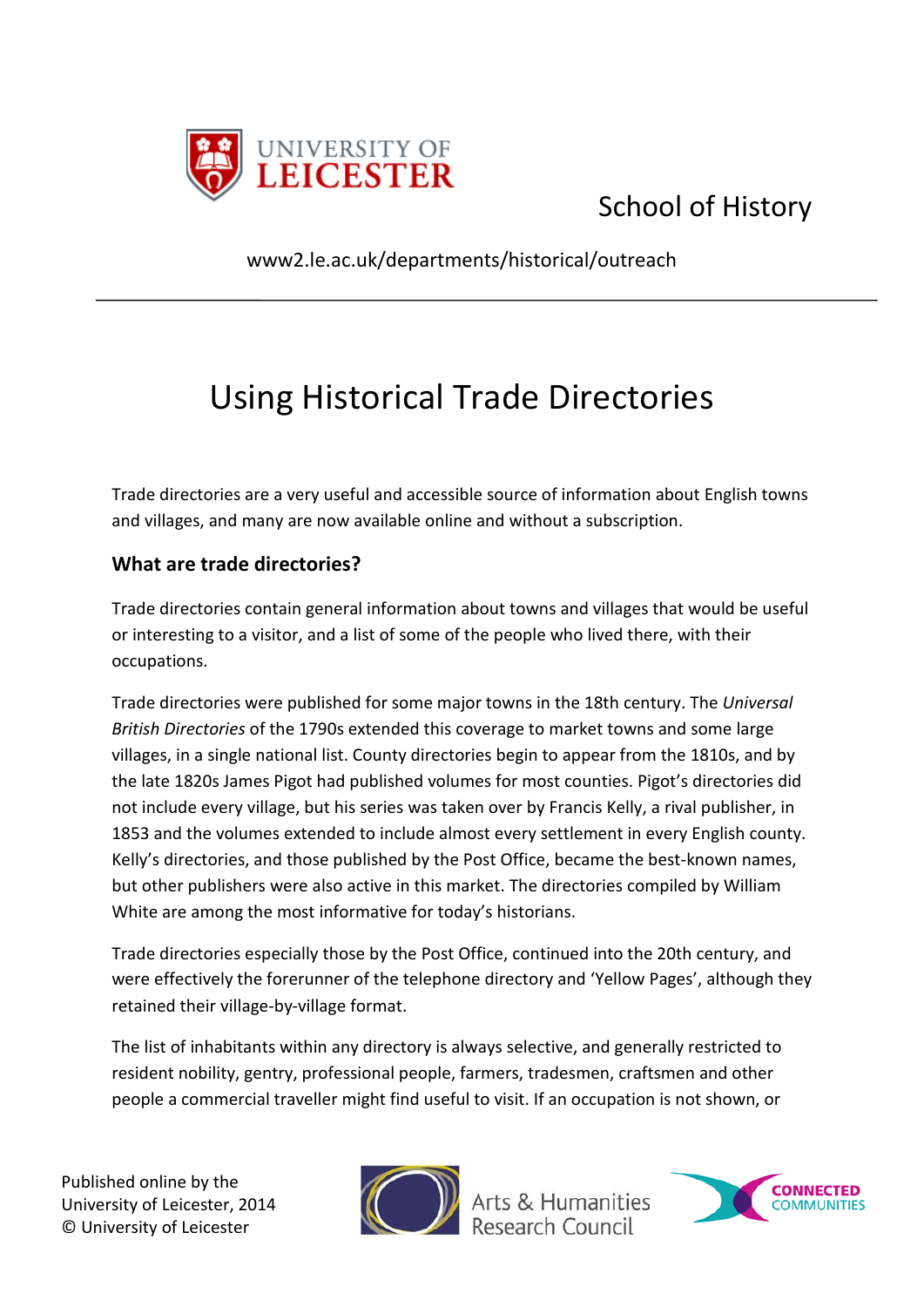UNIVERSITY OF LEICESTER

School of History

www2.le.ac.uk/departments/historical/outreach

---

# Using Historical Trade Directories

Trade directories are a very useful and accessible source of information about English towns and villages, and many are now available online and without a subscription.

## What are trade directories?

Trade directories contain general information about towns and villages that would be useful or interesting to a visitor, and a list of some of the people who lived there, with their occupations.

Trade directories were published for some major towns in the 18th century. The *Universal British Directories* of the 1790s extended this coverage to market towns and some large villages, in a single national list. County directories begin to appear from the 1810s, and by the late 1820s James Pigot had published volumes for most counties. Pigot's directories did not include every village, but his series was taken over by Francis Kelly, a rival publisher, in 1853 and the volumes extended to include almost every settlement in every English county. Kelly's directories, and those published by the Post Office, became the best-known names, but other publishers were also active in this market. The directories compiled by William White are among the most informative for today's historians.

Trade directories especially those by the Post Office, continued into the 20th century, and were effectively the forerunner of the telephone directory and 'Yellow Pages', although they retained their village-by-village format.

The list of inhabitants within any directory is always selective, and generally restricted to resident nobility, gentry, professional people, farmers, tradesmen, craftsmen and other people a commercial traveller might find useful to visit. If an occupation is not shown, or

Published online by the University of Leicester, 2014
© University of Leicester

Arts & Humanities Research Council

CONNECTED COMMUNITIES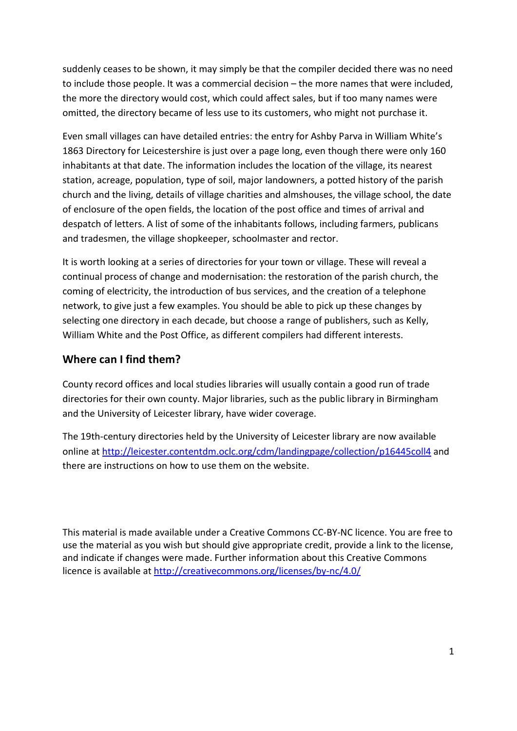suddenly ceases to be shown, it may simply be that the compiler decided there was no need to include those people. It was a commercial decision – the more names that were included, the more the directory would cost, which could affect sales, but if too many names were omitted, the directory became of less use to its customers, who might not purchase it.

Even small villages can have detailed entries: the entry for Ashby Parva in William White's 1863 Directory for Leicestershire is just over a page long, even though there were only 160 inhabitants at that date. The information includes the location of the village, its nearest station, acreage, population, type of soil, major landowners, a potted history of the parish church and the living, details of village charities and almshouses, the village school, the date of enclosure of the open fields, the location of the post office and times of arrival and despatch of letters. A list of some of the inhabitants follows, including farmers, publicans and tradesmen, the village shopkeeper, schoolmaster and rector.

It is worth looking at a series of directories for your town or village. These will reveal a continual process of change and modernisation: the restoration of the parish church, the coming of electricity, the introduction of bus services, and the creation of a telephone network, to give just a few examples. You should be able to pick up these changes by selecting one directory in each decade, but choose a range of publishers, such as Kelly, William White and the Post Office, as different compilers had different interests.

## Where can I find them?

County record offices and local studies libraries will usually contain a good run of trade directories for their own county. Major libraries, such as the public library in Birmingham and the University of Leicester library, have wider coverage.

The 19th-century directories held by the University of Leicester library are now available online at http://leicester.contentdm.oclc.org/cdm/landingpage/collection/p16445coll4 and there are instructions on how to use them on the website.

This material is made available under a Creative Commons CC-BY-NC licence. You are free to use the material as you wish but should give appropriate credit, provide a link to the license, and indicate if changes were made. Further information about this Creative Commons licence is available at http://creativecommons.org/licenses/by-nc/4.0/